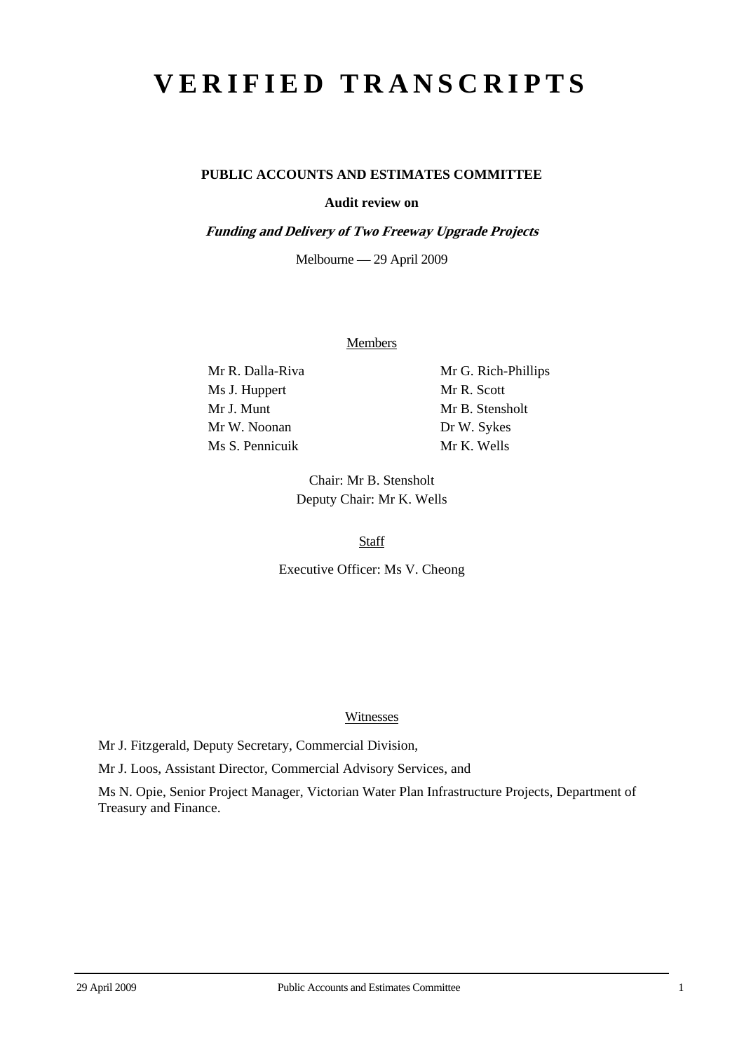# VERIFIED TRANSCRIPTS

**PUBLIC ACCOUNTS AND ESTIMATES COMMITTEE**

**Audit review on**

***Funding and Delivery of Two Freeway Upgrade Projects***

Melbourne — 29 April 2009

Members

Mr R. Dalla-Riva
Ms J. Huppert
Mr J. Munt
Mr W. Noonan
Ms S. Pennicuik
Mr G. Rich-Phillips
Mr R. Scott
Mr B. Stensholt
Dr W. Sykes
Mr K. Wells

Chair: Mr B. Stensholt
Deputy Chair: Mr K. Wells

Staff

Executive Officer: Ms V. Cheong

Witnesses

Mr J. Fitzgerald, Deputy Secretary, Commercial Division,

Mr J. Loos, Assistant Director, Commercial Advisory Services, and

Ms N. Opie, Senior Project Manager, Victorian Water Plan Infrastructure Projects, Department of Treasury and Finance.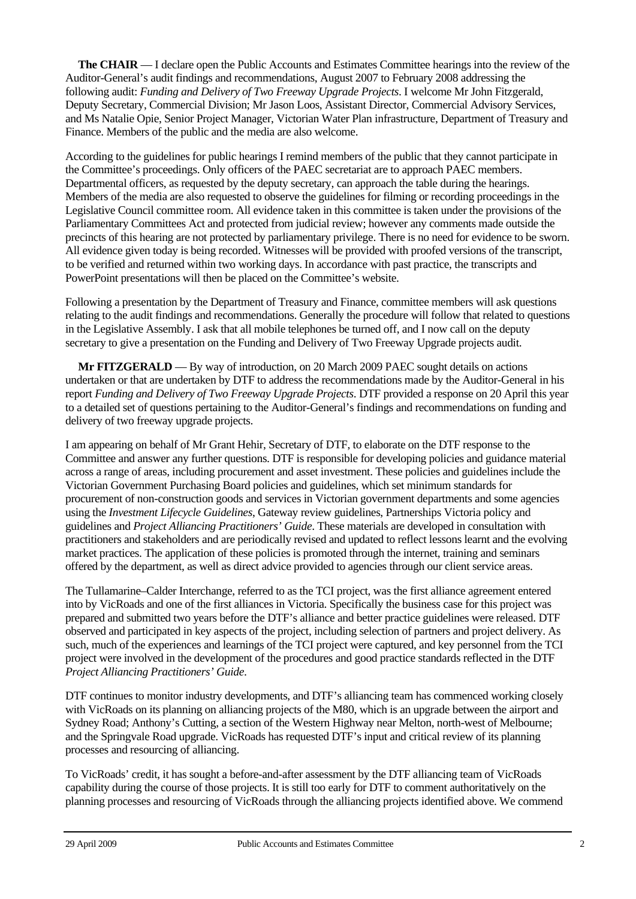**The CHAIR** — I declare open the Public Accounts and Estimates Committee hearings into the review of the Auditor-General's audit findings and recommendations, August 2007 to February 2008 addressing the following audit: *Funding and Delivery of Two Freeway Upgrade Projects*. I welcome Mr John Fitzgerald, Deputy Secretary, Commercial Division; Mr Jason Loos, Assistant Director, Commercial Advisory Services, and Ms Natalie Opie, Senior Project Manager, Victorian Water Plan infrastructure, Department of Treasury and Finance. Members of the public and the media are also welcome.

According to the guidelines for public hearings I remind members of the public that they cannot participate in the Committee's proceedings. Only officers of the PAEC secretariat are to approach PAEC members. Departmental officers, as requested by the deputy secretary, can approach the table during the hearings. Members of the media are also requested to observe the guidelines for filming or recording proceedings in the Legislative Council committee room. All evidence taken in this committee is taken under the provisions of the Parliamentary Committees Act and protected from judicial review; however any comments made outside the precincts of this hearing are not protected by parliamentary privilege. There is no need for evidence to be sworn. All evidence given today is being recorded. Witnesses will be provided with proofed versions of the transcript, to be verified and returned within two working days. In accordance with past practice, the transcripts and PowerPoint presentations will then be placed on the Committee's website.

Following a presentation by the Department of Treasury and Finance, committee members will ask questions relating to the audit findings and recommendations. Generally the procedure will follow that related to questions in the Legislative Assembly. I ask that all mobile telephones be turned off, and I now call on the deputy secretary to give a presentation on the Funding and Delivery of Two Freeway Upgrade projects audit.

**Mr FITZGERALD** — By way of introduction, on 20 March 2009 PAEC sought details on actions undertaken or that are undertaken by DTF to address the recommendations made by the Auditor-General in his report *Funding and Delivery of Two Freeway Upgrade Projects*. DTF provided a response on 20 April this year to a detailed set of questions pertaining to the Auditor-General's findings and recommendations on funding and delivery of two freeway upgrade projects.

I am appearing on behalf of Mr Grant Hehir, Secretary of DTF, to elaborate on the DTF response to the Committee and answer any further questions. DTF is responsible for developing policies and guidance material across a range of areas, including procurement and asset investment. These policies and guidelines include the Victorian Government Purchasing Board policies and guidelines, which set minimum standards for procurement of non-construction goods and services in Victorian government departments and some agencies using the *Investment Lifecycle Guidelines*, Gateway review guidelines, Partnerships Victoria policy and guidelines and *Project Alliancing Practitioners' Guide*. These materials are developed in consultation with practitioners and stakeholders and are periodically revised and updated to reflect lessons learnt and the evolving market practices. The application of these policies is promoted through the internet, training and seminars offered by the department, as well as direct advice provided to agencies through our client service areas.

The Tullamarine–Calder Interchange, referred to as the TCI project, was the first alliance agreement entered into by VicRoads and one of the first alliances in Victoria. Specifically the business case for this project was prepared and submitted two years before the DTF's alliance and better practice guidelines were released. DTF observed and participated in key aspects of the project, including selection of partners and project delivery. As such, much of the experiences and learnings of the TCI project were captured, and key personnel from the TCI project were involved in the development of the procedures and good practice standards reflected in the DTF *Project Alliancing Practitioners' Guide*.

DTF continues to monitor industry developments, and DTF's alliancing team has commenced working closely with VicRoads on its planning on alliancing projects of the M80, which is an upgrade between the airport and Sydney Road; Anthony's Cutting, a section of the Western Highway near Melton, north-west of Melbourne; and the Springvale Road upgrade. VicRoads has requested DTF's input and critical review of its planning processes and resourcing of alliancing.

To VicRoads' credit, it has sought a before-and-after assessment by the DTF alliancing team of VicRoads capability during the course of those projects. It is still too early for DTF to comment authoritatively on the planning processes and resourcing of VicRoads through the alliancing projects identified above. We commend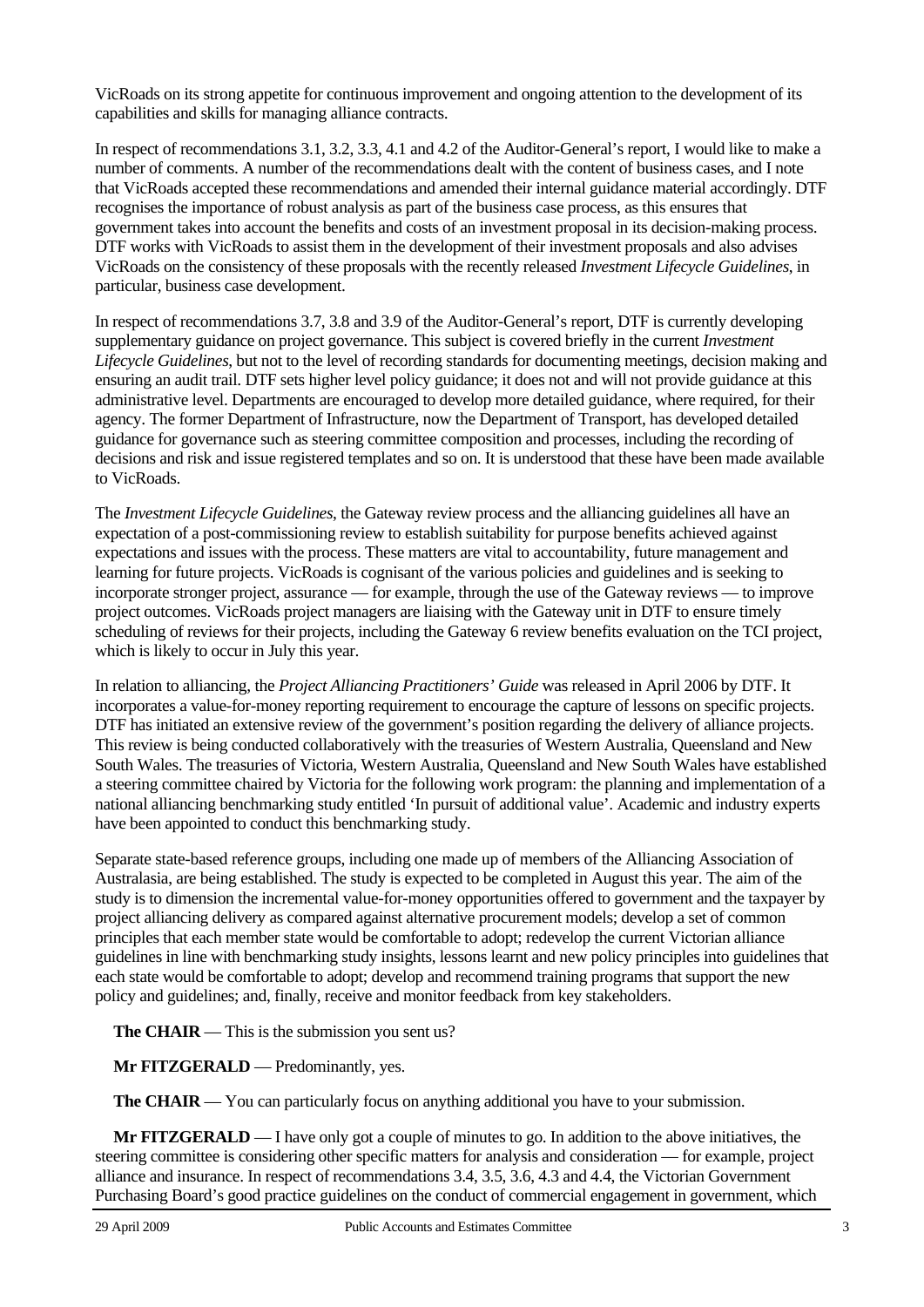VicRoads on its strong appetite for continuous improvement and ongoing attention to the development of its capabilities and skills for managing alliance contracts.

In respect of recommendations 3.1, 3.2, 3.3, 4.1 and 4.2 of the Auditor-General's report, I would like to make a number of comments. A number of the recommendations dealt with the content of business cases, and I note that VicRoads accepted these recommendations and amended their internal guidance material accordingly. DTF recognises the importance of robust analysis as part of the business case process, as this ensures that government takes into account the benefits and costs of an investment proposal in its decision-making process. DTF works with VicRoads to assist them in the development of their investment proposals and also advises VicRoads on the consistency of these proposals with the recently released *Investment Lifecycle Guidelines*, in particular, business case development.

In respect of recommendations 3.7, 3.8 and 3.9 of the Auditor-General's report, DTF is currently developing supplementary guidance on project governance. This subject is covered briefly in the current *Investment Lifecycle Guidelines*, but not to the level of recording standards for documenting meetings, decision making and ensuring an audit trail. DTF sets higher level policy guidance; it does not and will not provide guidance at this administrative level. Departments are encouraged to develop more detailed guidance, where required, for their agency. The former Department of Infrastructure, now the Department of Transport, has developed detailed guidance for governance such as steering committee composition and processes, including the recording of decisions and risk and issue registered templates and so on. It is understood that these have been made available to VicRoads.

The *Investment Lifecycle Guidelines*, the Gateway review process and the alliancing guidelines all have an expectation of a post-commissioning review to establish suitability for purpose benefits achieved against expectations and issues with the process. These matters are vital to accountability, future management and learning for future projects. VicRoads is cognisant of the various policies and guidelines and is seeking to incorporate stronger project, assurance — for example, through the use of the Gateway reviews — to improve project outcomes. VicRoads project managers are liaising with the Gateway unit in DTF to ensure timely scheduling of reviews for their projects, including the Gateway 6 review benefits evaluation on the TCI project, which is likely to occur in July this year.

In relation to alliancing, the *Project Alliancing Practitioners' Guide* was released in April 2006 by DTF. It incorporates a value-for-money reporting requirement to encourage the capture of lessons on specific projects. DTF has initiated an extensive review of the government's position regarding the delivery of alliance projects. This review is being conducted collaboratively with the treasuries of Western Australia, Queensland and New South Wales. The treasuries of Victoria, Western Australia, Queensland and New South Wales have established a steering committee chaired by Victoria for the following work program: the planning and implementation of a national alliancing benchmarking study entitled 'In pursuit of additional value'. Academic and industry experts have been appointed to conduct this benchmarking study.

Separate state-based reference groups, including one made up of members of the Alliancing Association of Australasia, are being established. The study is expected to be completed in August this year. The aim of the study is to dimension the incremental value-for-money opportunities offered to government and the taxpayer by project alliancing delivery as compared against alternative procurement models; develop a set of common principles that each member state would be comfortable to adopt; redevelop the current Victorian alliance guidelines in line with benchmarking study insights, lessons learnt and new policy principles into guidelines that each state would be comfortable to adopt; develop and recommend training programs that support the new policy and guidelines; and, finally, receive and monitor feedback from key stakeholders.

**The CHAIR** — This is the submission you sent us?

**Mr FITZGERALD** — Predominantly, yes.

**The CHAIR** — You can particularly focus on anything additional you have to your submission.

**Mr FITZGERALD** — I have only got a couple of minutes to go. In addition to the above initiatives, the steering committee is considering other specific matters for analysis and consideration — for example, project alliance and insurance. In respect of recommendations 3.4, 3.5, 3.6, 4.3 and 4.4, the Victorian Government Purchasing Board's good practice guidelines on the conduct of commercial engagement in government, which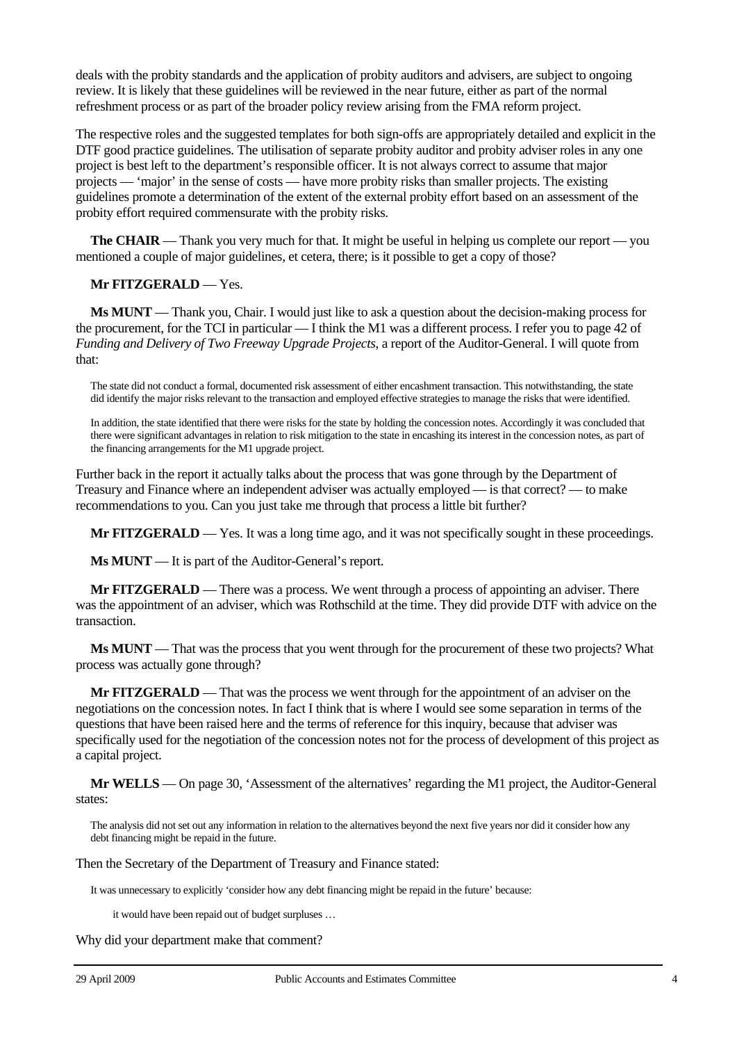deals with the probity standards and the application of probity auditors and advisers, are subject to ongoing review. It is likely that these guidelines will be reviewed in the near future, either as part of the normal refreshment process or as part of the broader policy review arising from the FMA reform project.

The respective roles and the suggested templates for both sign-offs are appropriately detailed and explicit in the DTF good practice guidelines. The utilisation of separate probity auditor and probity adviser roles in any one project is best left to the department's responsible officer. It is not always correct to assume that major projects — 'major' in the sense of costs — have more probity risks than smaller projects. The existing guidelines promote a determination of the extent of the external probity effort based on an assessment of the probity effort required commensurate with the probity risks.

**The CHAIR** — Thank you very much for that. It might be useful in helping us complete our report — you mentioned a couple of major guidelines, et cetera, there; is it possible to get a copy of those?

**Mr FITZGERALD** — Yes.

**Ms MUNT** — Thank you, Chair. I would just like to ask a question about the decision-making process for the procurement, for the TCI in particular — I think the M1 was a different process. I refer you to page 42 of *Funding and Delivery of Two Freeway Upgrade Projects*, a report of the Auditor-General. I will quote from that:

> The state did not conduct a formal, documented risk assessment of either encashment transaction. This notwithstanding, the state did identify the major risks relevant to the transaction and employed effective strategies to manage the risks that were identified.
>
> In addition, the state identified that there were risks for the state by holding the concession notes. Accordingly it was concluded that there were significant advantages in relation to risk mitigation to the state in encashing its interest in the concession notes, as part of the financing arrangements for the M1 upgrade project.

Further back in the report it actually talks about the process that was gone through by the Department of Treasury and Finance where an independent adviser was actually employed — is that correct? — to make recommendations to you. Can you just take me through that process a little bit further?

**Mr FITZGERALD** — Yes. It was a long time ago, and it was not specifically sought in these proceedings.

**Ms MUNT** — It is part of the Auditor-General's report.

**Mr FITZGERALD** — There was a process. We went through a process of appointing an adviser. There was the appointment of an adviser, which was Rothschild at the time. They did provide DTF with advice on the transaction.

**Ms MUNT** — That was the process that you went through for the procurement of these two projects? What process was actually gone through?

**Mr FITZGERALD** — That was the process we went through for the appointment of an adviser on the negotiations on the concession notes. In fact I think that is where I would see some separation in terms of the questions that have been raised here and the terms of reference for this inquiry, because that adviser was specifically used for the negotiation of the concession notes not for the process of development of this project as a capital project.

**Mr WELLS** — On page 30, 'Assessment of the alternatives' regarding the M1 project, the Auditor-General states:

> The analysis did not set out any information in relation to the alternatives beyond the next five years nor did it consider how any debt financing might be repaid in the future.

Then the Secretary of the Department of Treasury and Finance stated:

> It was unnecessary to explicitly 'consider how any debt financing might be repaid in the future' because:
>
> > it would have been repaid out of budget surpluses …

Why did your department make that comment?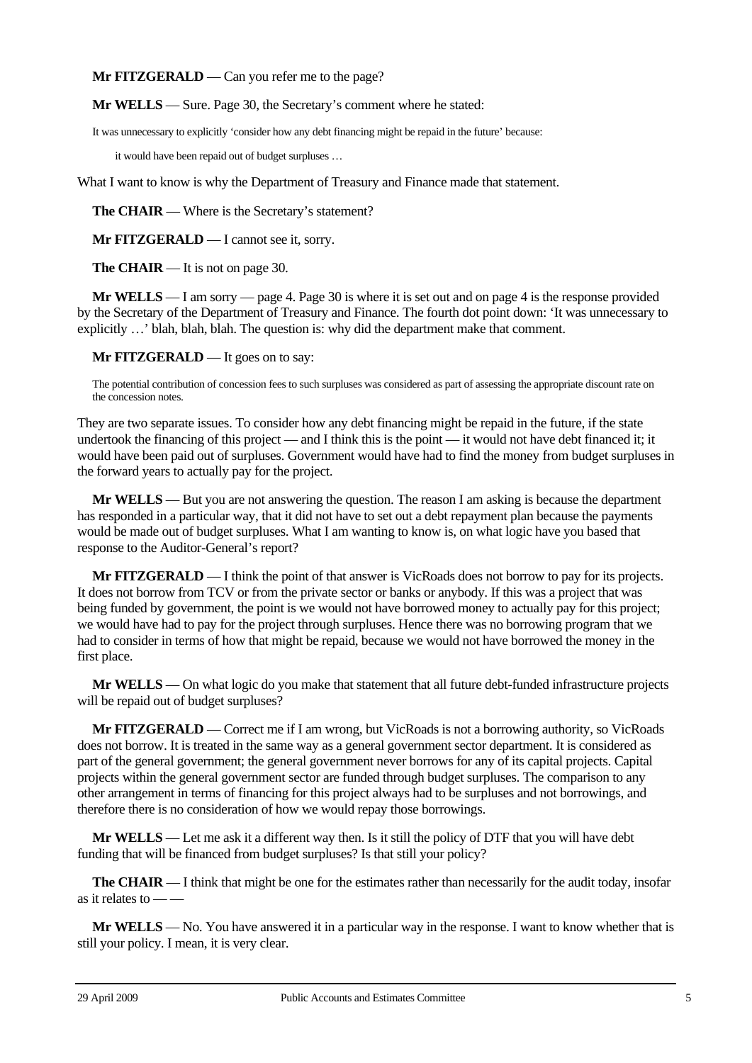**Mr FITZGERALD** — Can you refer me to the page?

**Mr WELLS** — Sure. Page 30, the Secretary's comment where he stated:

> It was unnecessary to explicitly 'consider how any debt financing might be repaid in the future' because:
>
> > it would have been repaid out of budget surpluses …

What I want to know is why the Department of Treasury and Finance made that statement.

**The CHAIR** — Where is the Secretary's statement?

**Mr FITZGERALD** — I cannot see it, sorry.

**The CHAIR** — It is not on page 30.

**Mr WELLS** — I am sorry — page 4. Page 30 is where it is set out and on page 4 is the response provided by the Secretary of the Department of Treasury and Finance. The fourth dot point down: 'It was unnecessary to explicitly …' blah, blah, blah. The question is: why did the department make that comment.

**Mr FITZGERALD** — It goes on to say:

> The potential contribution of concession fees to such surpluses was considered as part of assessing the appropriate discount rate on the concession notes.

They are two separate issues. To consider how any debt financing might be repaid in the future, if the state undertook the financing of this project — and I think this is the point — it would not have debt financed it; it would have been paid out of surpluses. Government would have had to find the money from budget surpluses in the forward years to actually pay for the project.

**Mr WELLS** — But you are not answering the question. The reason I am asking is because the department has responded in a particular way, that it did not have to set out a debt repayment plan because the payments would be made out of budget surpluses. What I am wanting to know is, on what logic have you based that response to the Auditor-General's report?

**Mr FITZGERALD** — I think the point of that answer is VicRoads does not borrow to pay for its projects. It does not borrow from TCV or from the private sector or banks or anybody. If this was a project that was being funded by government, the point is we would not have borrowed money to actually pay for this project; we would have had to pay for the project through surpluses. Hence there was no borrowing program that we had to consider in terms of how that might be repaid, because we would not have borrowed the money in the first place.

**Mr WELLS** — On what logic do you make that statement that all future debt-funded infrastructure projects will be repaid out of budget surpluses?

**Mr FITZGERALD** — Correct me if I am wrong, but VicRoads is not a borrowing authority, so VicRoads does not borrow. It is treated in the same way as a general government sector department. It is considered as part of the general government; the general government never borrows for any of its capital projects. Capital projects within the general government sector are funded through budget surpluses. The comparison to any other arrangement in terms of financing for this project always had to be surpluses and not borrowings, and therefore there is no consideration of how we would repay those borrowings.

**Mr WELLS** — Let me ask it a different way then. Is it still the policy of DTF that you will have debt funding that will be financed from budget surpluses? Is that still your policy?

**The CHAIR** — I think that might be one for the estimates rather than necessarily for the audit today, insofar as it relates to — —

**Mr WELLS** — No. You have answered it in a particular way in the response. I want to know whether that is still your policy. I mean, it is very clear.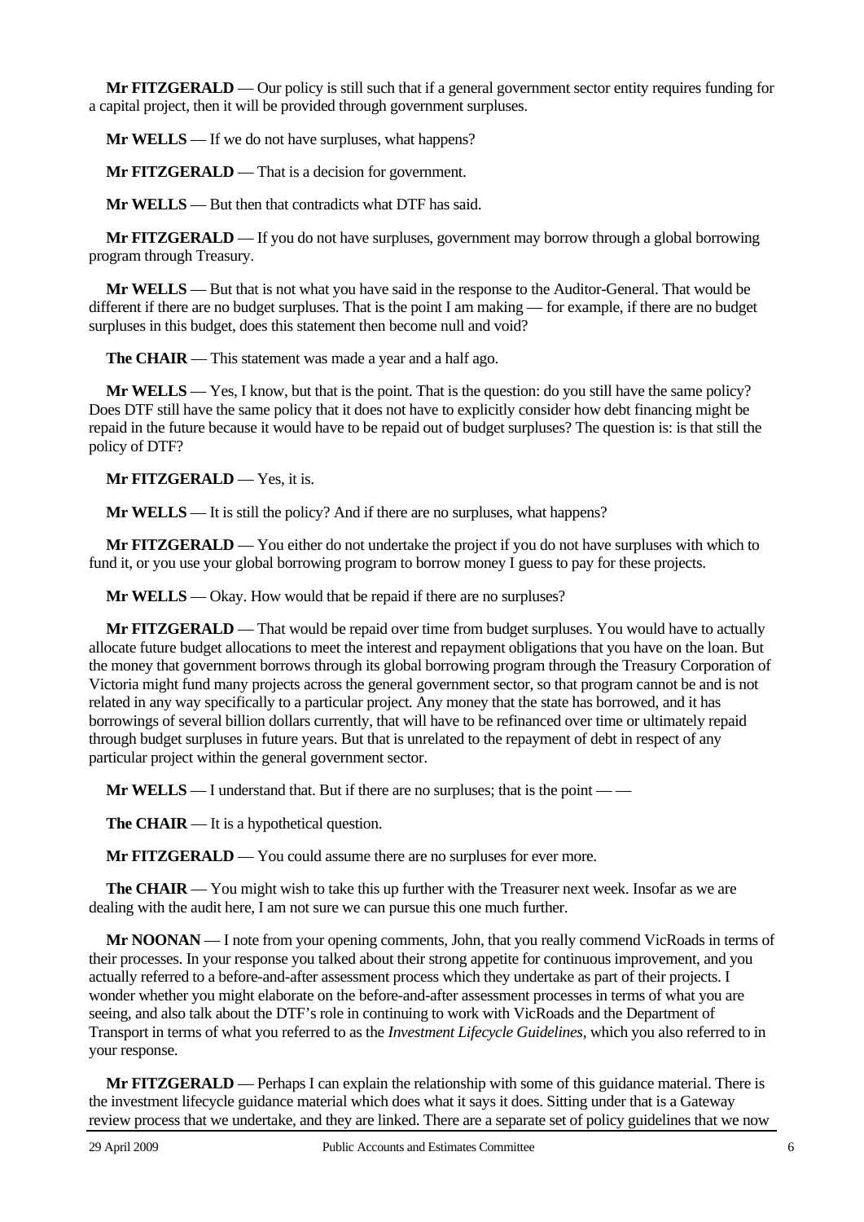**Mr FITZGERALD** — Our policy is still such that if a general government sector entity requires funding for a capital project, then it will be provided through government surpluses.

**Mr WELLS** — If we do not have surpluses, what happens?

**Mr FITZGERALD** — That is a decision for government.

**Mr WELLS** — But then that contradicts what DTF has said.

**Mr FITZGERALD** — If you do not have surpluses, government may borrow through a global borrowing program through Treasury.

**Mr WELLS** — But that is not what you have said in the response to the Auditor-General. That would be different if there are no budget surpluses. That is the point I am making — for example, if there are no budget surpluses in this budget, does this statement then become null and void?

**The CHAIR** — This statement was made a year and a half ago.

**Mr WELLS** — Yes, I know, but that is the point. That is the question: do you still have the same policy? Does DTF still have the same policy that it does not have to explicitly consider how debt financing might be repaid in the future because it would have to be repaid out of budget surpluses? The question is: is that still the policy of DTF?

**Mr FITZGERALD** — Yes, it is.

**Mr WELLS** — It is still the policy? And if there are no surpluses, what happens?

**Mr FITZGERALD** — You either do not undertake the project if you do not have surpluses with which to fund it, or you use your global borrowing program to borrow money I guess to pay for these projects.

**Mr WELLS** — Okay. How would that be repaid if there no surpluses?

**Mr FITZGERALD** — That would be repaid over time from budget surpluses. You would have to actually allocate future budget allocations to meet the interest and repayment obligations that you have on the loan. But the money that government borrows through its global borrowing program through the Treasury Corporation of Victoria might fund many projects across the general government sector, so that program cannot be and is not related in any way specifically to a particular project. Any money that the state has borrowed, and it has borrowings of several billion dollars currently, that will have to be refinanced over time or ultimately repaid through budget surpluses in future years. But that is unrelated to the repayment of debt in respect of any particular project within the general government sector.

**Mr WELLS** — I understand that. But if there are no surpluses; that is the point — —

**The CHAIR** — It is a hypothetical question.

**Mr FITZGERALD** — You could assume there are no surpluses for ever more.

**The CHAIR** — You might wish to take this up further with the Treasurer next week. Insofar as we are dealing with the audit here, I am not sure we can pursue this one much further.

**Mr NOONAN** — I note from your opening comments, John, that you really commend VicRoads in terms of their processes. In your response you talked about their strong appetite for continuous improvement, and you actually referred to a before-and-after assessment process which they undertake as part of their projects. I wonder whether you might elaborate on the before-and-after assessment processes in terms of what you are seeing, and also talk about the DTF's role in continuing to work with VicRoads and the Department of Transport in terms of what you referred to as the *Investment Lifecycle Guidelines*, which you also referred to in your response.

**Mr FITZGERALD** — Perhaps I can explain the relationship with some of this guidance material. There is the investment lifecycle guidance material which does what it says it does. Sitting under that is a Gateway review process that we undertake, and they are linked. There are a separate set of policy guidelines that we now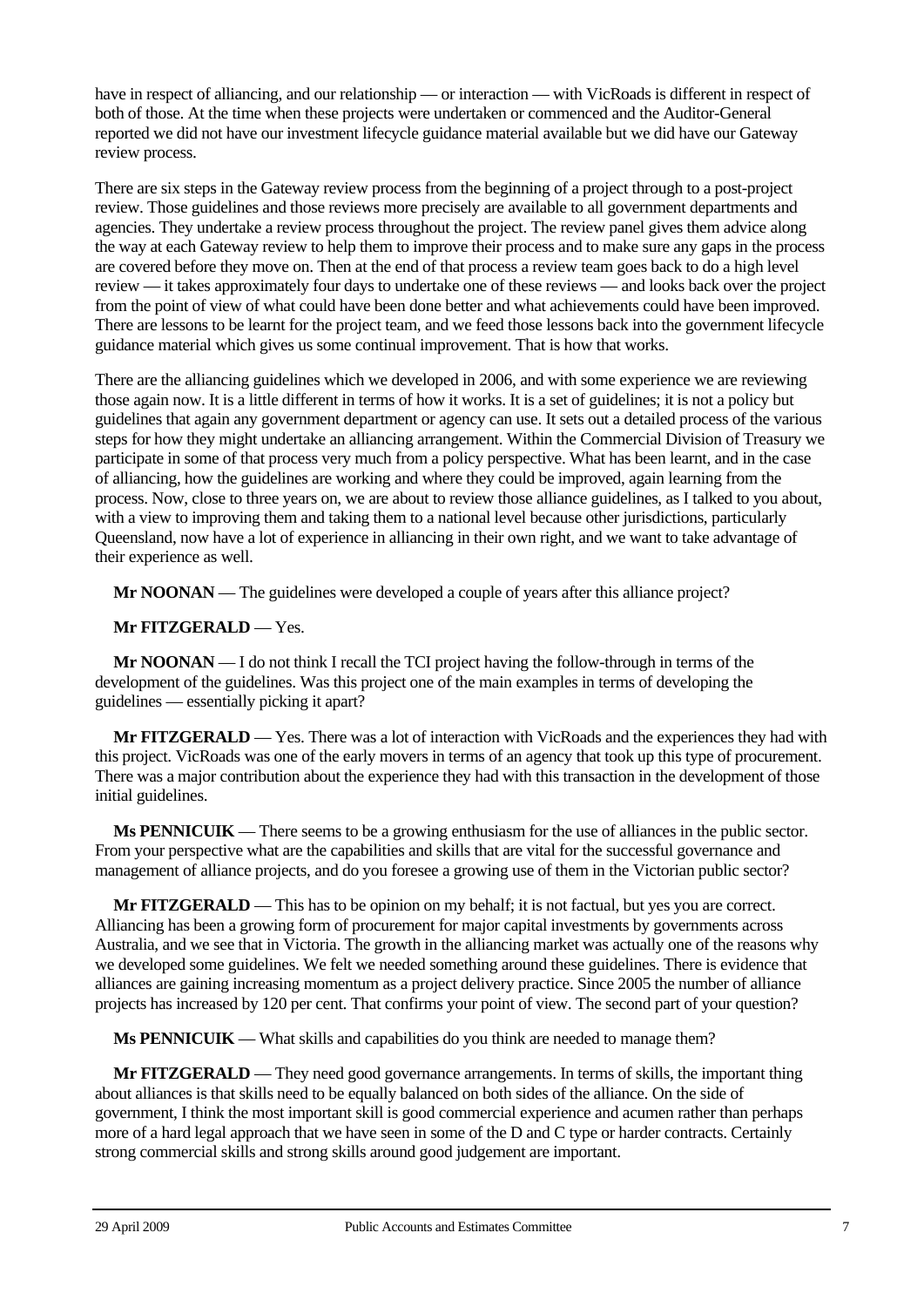have in respect of alliancing, and our relationship — or interaction — with VicRoads is different in respect of both of those. At the time when these projects were undertaken or commenced and the Auditor-General reported we did not have our investment lifecycle guidance material available but we did have our Gateway review process.

There are six steps in the Gateway review process from the beginning of a project through to a post-project review. Those guidelines and those reviews more precisely are available to all government departments and agencies. They undertake a review process throughout the project. The review panel gives them advice along the way at each Gateway review to help them to improve their process and to make sure any gaps in the process are covered before they move on. Then at the end of that process a review team goes back to do a high level review — it takes approximately four days to undertake one of these reviews — and looks back over the project from the point of view of what could have been done better and what achievements could have been improved. There are lessons to be learnt for the project team, and we feed those lessons back into the government lifecycle guidance material which gives us some continual improvement. That is how that works.

There are the alliancing guidelines which we developed in 2006, and with some experience we are reviewing those again now. It is a little different in terms of how it works. It is a set of guidelines; it is not a policy but guidelines that again any government department or agency can use. It sets out a detailed process of the various steps for how they might undertake an alliancing arrangement. Within the Commercial Division of Treasury we participate in some of that process very much from a policy perspective. What has been learnt, and in the case of alliancing, how the guidelines are working and where they could be improved, again learning from the process. Now, close to three years on, we are about to review those alliance guidelines, as I talked to you about, with a view to improving them and taking them to a national level because other jurisdictions, particularly Queensland, now have a lot of experience in alliancing in their own right, and we want to take advantage of their experience as well.

**Mr NOONAN** — The guidelines were developed a couple of years after this alliance project?

**Mr FITZGERALD** — Yes.

**Mr NOONAN** — I do not think I recall the TCI project having the follow-through in terms of the development of the guidelines. Was this project one of the main examples in terms of developing the guidelines — essentially picking it apart?

**Mr FITZGERALD** — Yes. There was a lot of interaction with VicRoads and the experiences they had with this project. VicRoads was one of the early movers in terms of an agency that took up this type of procurement. There was a major contribution about the experience they had with this transaction in the development of those initial guidelines.

**Ms PENNICUIK** — There seems to be a growing enthusiasm for the use of alliances in the public sector. From your perspective what are the capabilities and skills that are vital for the successful governance and management of alliance projects, and do you foresee a growing use of them in the Victorian public sector?

**Mr FITZGERALD** — This has to be opinion on my behalf; it is not factual, but yes you are correct. Alliancing has been a growing form of procurement for major capital investments by governments across Australia, and we see that in Victoria. The growth in the alliancing market was actually one of the reasons why we developed some guidelines. We felt we needed something around these guidelines. There is evidence that alliances are gaining increasing momentum as a project delivery practice. Since 2005 the number of alliance projects has increased by 120 per cent. That confirms your point of view. The second part of your question?

**Ms PENNICUIK** — What skills and capabilities do you think are needed to manage them?

**Mr FITZGERALD** — They need good governance arrangements. In terms of skills, the important thing about alliances is that skills need to be equally balanced on both sides of the alliance. On the side of government, I think the most important skill is good commercial experience and acumen rather than perhaps more of a hard legal approach that we have seen in some of the D and C type or harder contracts. Certainly strong commercial skills and strong skills around good judgement are important.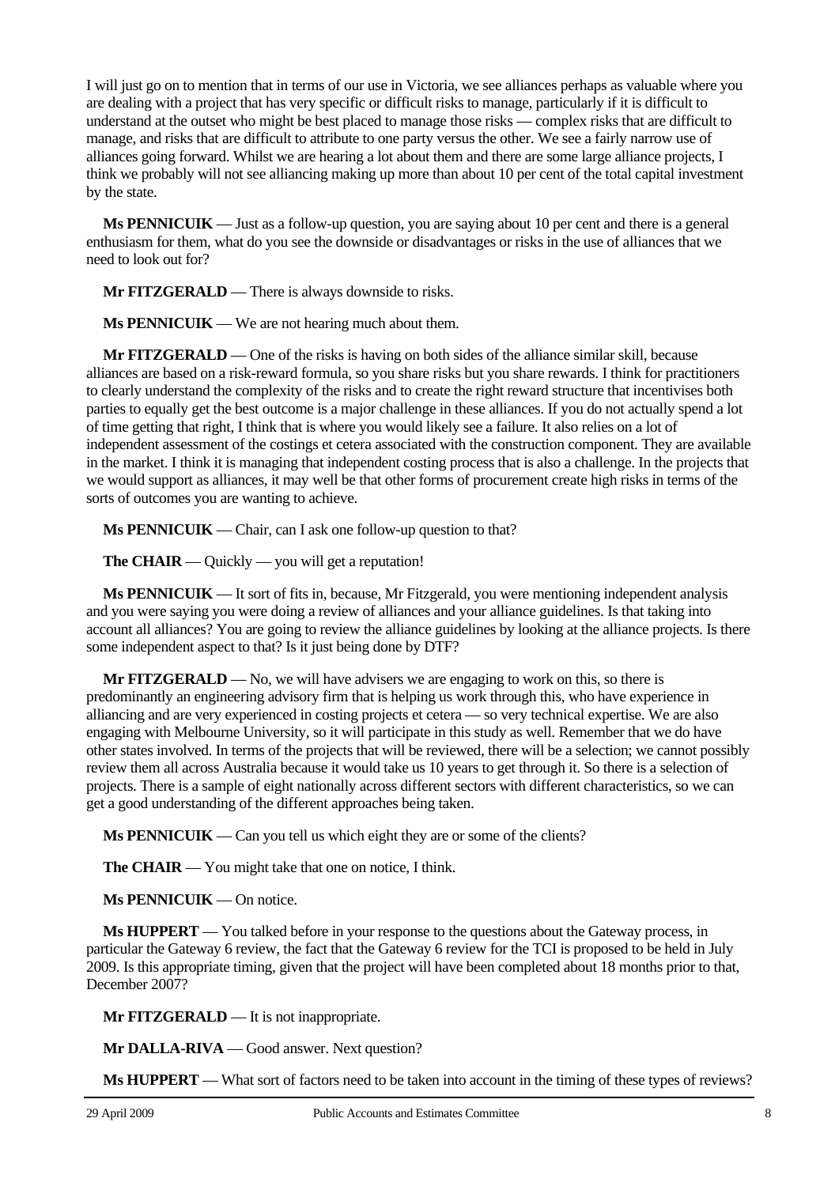I will just go on to mention that in terms of our use in Victoria, we see alliances perhaps as valuable where you are dealing with a project that has very specific or difficult risks to manage, particularly if it is difficult to understand at the outset who might be best placed to manage those risks — complex risks that are difficult to manage, and risks that are difficult to attribute to one party versus the other. We see a fairly narrow use of alliances going forward. Whilst we are hearing a lot about them and there are some large alliance projects, I think we probably will not see alliancing making up more than about 10 per cent of the total capital investment by the state.

**Ms PENNICUIK** — Just as a follow-up question, you are saying about 10 per cent and there is a general enthusiasm for them, what do you see the downside or disadvantages or risks in the use of alliances that we need to look out for?

**Mr FITZGERALD** — There is always downside to risks.

**Ms PENNICUIK** — We are not hearing much about them.

**Mr FITZGERALD** — One of the risks is having on both sides of the alliance similar skill, because alliances are based on a risk-reward formula, so you share risks but you share rewards. I think for practitioners to clearly understand the complexity of the risks and to create the right reward structure that incentivises both parties to equally get the best outcome is a major challenge in these alliances. If you do not actually spend a lot of time getting that right, I think that is where you would likely see a failure. It also relies on a lot of independent assessment of the costings et cetera associated with the construction component. They are available in the market. I think it is managing that independent costing process that is also a challenge. In the projects that we would support as alliances, it may well be that other forms of procurement create high risks in terms of the sorts of outcomes you are wanting to achieve.

**Ms PENNICUIK** — Chair, can I ask one follow-up question to that?

**The CHAIR** — Quickly — you will get a reputation!

**Ms PENNICUIK** — It sort of fits in, because, Mr Fitzgerald, you were mentioning independent analysis and you were saying you were doing a review of alliances and your alliance guidelines. Is that taking into account all alliances? You are going to review the alliance guidelines by looking at the alliance projects. Is there some independent aspect to that? Is it just being done by DTF?

**Mr FITZGERALD** — No, we will have advisers we are engaging to work on this, so there is predominantly an engineering advisory firm that is helping us work through this, who have experience in alliancing and are very experienced in costing projects et cetera — so very technical expertise. We are also engaging with Melbourne University, so it will participate in this study as well. Remember that we do have other states involved. In terms of the projects that will be reviewed, there will be a selection; we cannot possibly review them all across Australia because it would take us 10 years to get through it. So there is a selection of projects. There is a sample of eight nationally across different sectors with different characteristics, so we can get a good understanding of the different approaches being taken.

**Ms PENNICUIK** — Can you tell us which eight they are or some of the clients?

**The CHAIR** — You might take that one on notice, I think.

**Ms PENNICUIK** — On notice.

**Ms HUPPERT** — You talked before in your response to the questions about the Gateway process, in particular the Gateway 6 review, the fact that the Gateway 6 review for the TCI is proposed to be held in July 2009. Is this appropriate timing, given that the project will have been completed about 18 months prior to that, December 2007?

**Mr FITZGERALD** — It is not inappropriate.

**Mr DALLA-RIVA** — Good answer. Next question?

**Ms HUPPERT** — What sort of factors need to be taken into account in the timing of these types of reviews?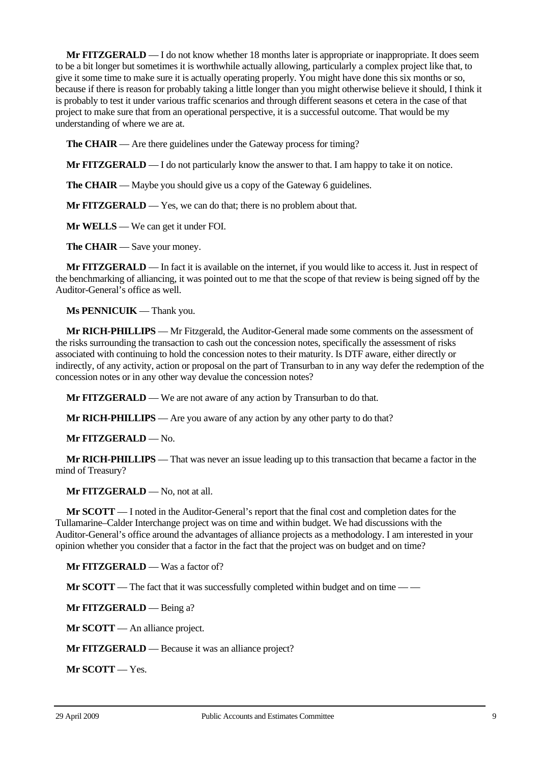**Mr FITZGERALD** — I do not know whether 18 months later is appropriate or inappropriate. It does seem to be a bit longer but sometimes it is worthwhile actually allowing, particularly a complex project like that, to give it some time to make sure it is actually operating properly. You might have done this six months or so, because if there is reason for probably taking a little longer than you might otherwise believe it should, I think it is probably to test it under various traffic scenarios and through different seasons et cetera in the case of that project to make sure that from an operational perspective, it is a successful outcome. That would be my understanding of where we are at.

**The CHAIR** — Are there guidelines under the Gateway process for timing?

**Mr FITZGERALD** — I do not particularly know the answer to that. I am happy to take it on notice.

**The CHAIR** — Maybe you should give us a copy of the Gateway 6 guidelines.

**Mr FITZGERALD** — Yes, we can do that; there is no problem about that.

**Mr WELLS** — We can get it under FOI.

**The CHAIR** — Save your money.

**Mr FITZGERALD** — In fact it is available on the internet, if you would like to access it. Just in respect of the benchmarking of alliancing, it was pointed out to me that the scope of that review is being signed off by the Auditor-General's office as well.

**Ms PENNICUIK** — Thank you.

**Mr RICH-PHILLIPS** — Mr Fitzgerald, the Auditor-General made some comments on the assessment of the risks surrounding the transaction to cash out the concession notes, specifically the assessment of risks associated with continuing to hold the concession notes to their maturity. Is DTF aware, either directly or indirectly, of any activity, action or proposal on the part of Transurban to in any way defer the redemption of the concession notes or in any other way devalue the concession notes?

**Mr FITZGERALD** — We are not aware of any action by Transurban to do that.

**Mr RICH-PHILLIPS** — Are you aware of any action by any other party to do that?

**Mr FITZGERALD** — No.

**Mr RICH-PHILLIPS** — That was never an issue leading up to this transaction that became a factor in the mind of Treasury?

**Mr FITZGERALD** — No, not at all.

**Mr SCOTT** — I noted in the Auditor-General's report that the final cost and completion dates for the Tullamarine–Calder Interchange project was on time and within budget. We had discussions with the Auditor-General's office around the advantages of alliance projects as a methodology. I am interested in your opinion whether you consider that a factor in the fact that the project was on budget and on time?

**Mr FITZGERALD** — Was a factor of?

**Mr SCOTT** — The fact that it was successfully completed within budget and on time — —

**Mr FITZGERALD** — Being a?

**Mr SCOTT** — An alliance project.

**Mr FITZGERALD** — Because it was an alliance project?

**Mr SCOTT** — Yes.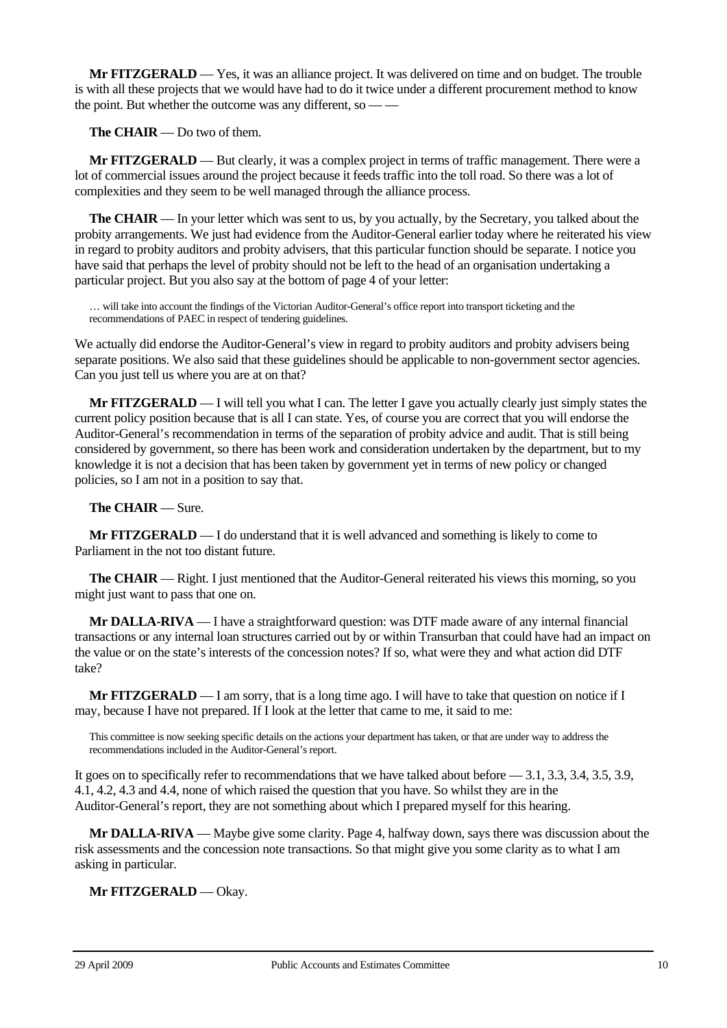**Mr FITZGERALD** — Yes, it was an alliance project. It was delivered on time and on budget. The trouble is with all these projects that we would have had to do it twice under a different procurement method to know the point. But whether the outcome was any different, so — —

**The CHAIR** — Do two of them.

**Mr FITZGERALD** — But clearly, it was a complex project in terms of traffic management. There were a lot of commercial issues around the project because it feeds traffic into the toll road. So there was a lot of complexities and they seem to be well managed through the alliance process.

**The CHAIR** — In your letter which was sent to us, by you actually, by the Secretary, you talked about the probity arrangements. We just had evidence from the Auditor-General earlier today where he reiterated his view in regard to probity auditors and probity advisers, that this particular function should be separate. I notice you have said that perhaps the level of probity should not be left to the head of an organisation undertaking a particular project. But you also say at the bottom of page 4 of your letter:

> … will take into account the findings of the Victorian Auditor-General's office report into transport ticketing and the recommendations of PAEC in respect of tendering guidelines.

We actually did endorse the Auditor-General's view in regard to probity auditors and probity advisers being separate positions. We also said that these guidelines should be applicable to non-government sector agencies. Can you just tell us where you are at on that?

**Mr FITZGERALD** — I will tell you what I can. The letter I gave you actually clearly just simply states the current policy position because that is all I can state. Yes, of course you are correct that you will endorse the Auditor-General's recommendation in terms of the separation of probity advice and audit. That is still being considered by government, so there has been work and consideration undertaken by the department, but to my knowledge it is not a decision that has been taken by government yet in terms of new policy or changed policies, so I am not in a position to say that.

**The CHAIR** — Sure.

**Mr FITZGERALD** — I do understand that it is well advanced and something is likely to come to Parliament in the not too distant future.

**The CHAIR** — Right. I just mentioned that the Auditor-General reiterated his views this morning, so you might just want to pass that one on.

**Mr DALLA-RIVA** — I have a straightforward question: was DTF made aware of any internal financial transactions or any internal loan structures carried out by or within Transurban that could have had an impact on the value or on the state's interests of the concession notes? If so, what were they and what action did DTF take?

**Mr FITZGERALD** — I am sorry, that is a long time ago. I will have to take that question on notice if I may, because I have not prepared. If I look at the letter that came to me, it said to me:

> This committee is now seeking specific details on the actions your department has taken, or that are under way to address the recommendations included in the Auditor-General's report.

It goes on to specifically refer to recommendations that we have talked about before — 3.1, 3.3, 3.4, 3.5, 3.9, 4.1, 4.2, 4.3 and 4.4, none of which raised the question that you have. So whilst they are in the Auditor-General's report, they are not something about which I prepared myself for this hearing.

**Mr DALLA-RIVA** — Maybe give some clarity. Page 4, halfway down, says there was discussion about the risk assessments and the concession note transactions. So that might give you some clarity as to what I am asking in particular.

**Mr FITZGERALD** — Okay.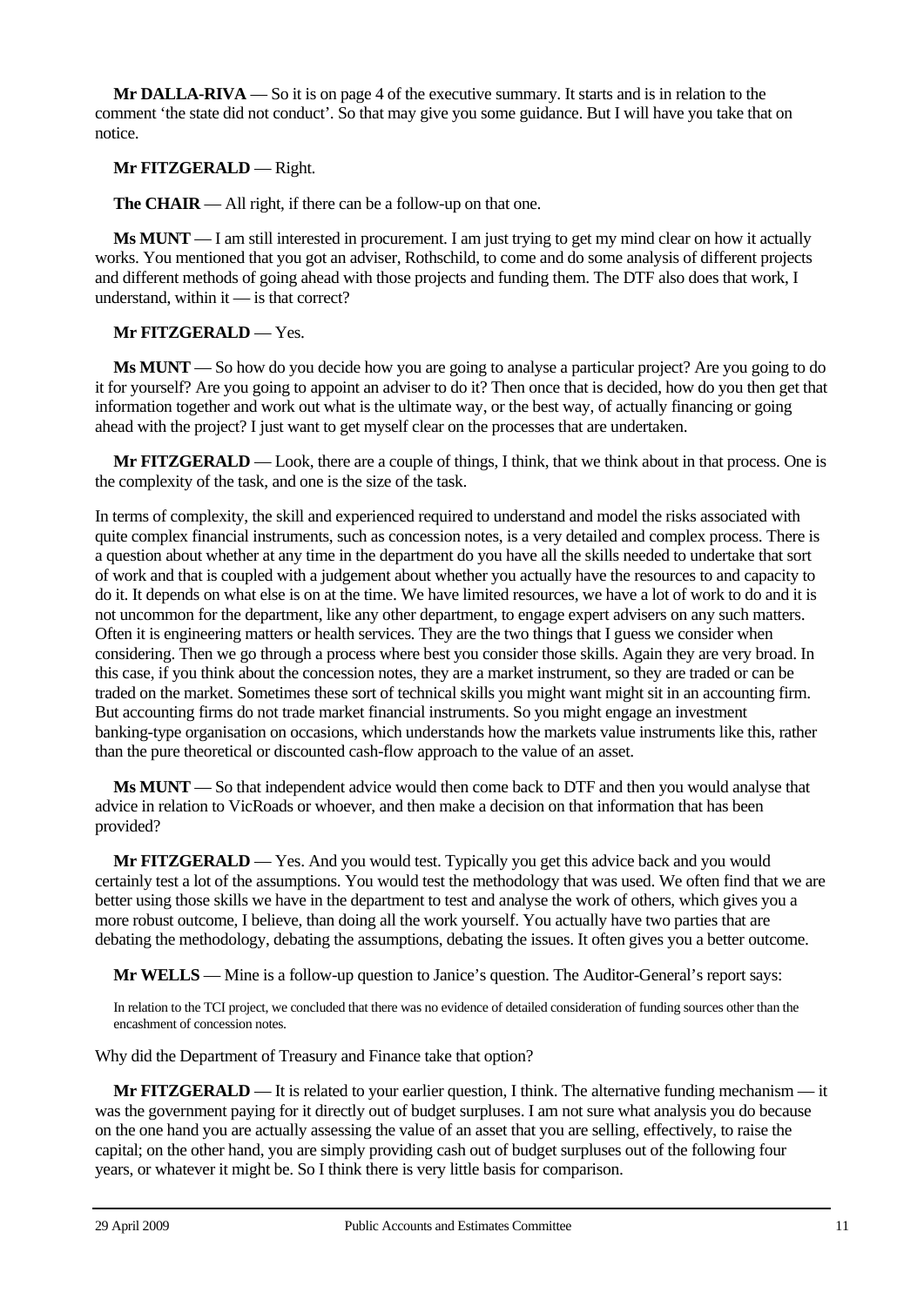**Mr DALLA-RIVA** — So it is on page 4 of the executive summary. It starts and is in relation to the comment 'the state did not conduct'. So that may give you some guidance. But I will have you take that on notice.

**Mr FITZGERALD** — Right.

**The CHAIR** — All right, if there can be a follow-up on that one.

**Ms MUNT** — I am still interested in procurement. I am just trying to get my mind clear on how it actually works. You mentioned that you got an adviser, Rothschild, to come and do some analysis of different projects and different methods of going ahead with those projects and funding them. The DTF also does that work, I understand, within it — is that correct?

**Mr FITZGERALD** — Yes.

**Ms MUNT** — So how do you decide how you are going to analyse a particular project? Are you going to do it for yourself? Are you going to appoint an adviser to do it? Then once that is decided, how do you then get that information together and work out what is the ultimate way, or the best way, of actually financing or going ahead with the project? I just want to get myself clear on the processes that are undertaken.

**Mr FITZGERALD** — Look, there are a couple of things, I think, that we think about in that process. One is the complexity of the task, and one is the size of the task.

In terms of complexity, the skill and experienced required to understand and model the risks associated with quite complex financial instruments, such as concession notes, is a very detailed and complex process. There is a question about whether at any time in the department do you have all the skills needed to undertake that sort of work and that is coupled with a judgement about whether you actually have the resources to and capacity to do it. It depends on what else is on at the time. We have limited resources, we have a lot of work to do and it is not uncommon for the department, like any other department, to engage expert advisers on any such matters. Often it is engineering matters or health services. They are the two things that I guess we consider when considering. Then we go through a process where best you consider those skills. Again they are very broad. In this case, if you think about the concession notes, they are a market instrument, so they are traded or can be traded on the market. Sometimes these sort of technical skills you might want might sit in an accounting firm. But accounting firms do not trade market financial instruments. So you might engage an investment banking-type organisation on occasions, which understands how the markets value instruments like this, rather than the pure theoretical or discounted cash-flow approach to the value of an asset.

**Ms MUNT** — So that independent advice would then come back to DTF and then you would analyse that advice in relation to VicRoads or whoever, and then make a decision on that information that has been provided?

**Mr FITZGERALD** — Yes. And you would test. Typically you get this advice back and you would certainly test a lot of the assumptions. You would test the methodology that was used. We often find that we are better using those skills we have in the department to test and analyse the work of others, which gives you a more robust outcome, I believe, than doing all the work yourself. You actually have two parties that are debating the methodology, debating the assumptions, debating the issues. It often gives you a better outcome.

**Mr WELLS** — Mine is a follow-up question to Janice's question. The Auditor-General's report says:

> In relation to the TCI project, we concluded that there was no evidence of detailed consideration of funding sources other than the encashment of concession notes.

Why did the Department of Treasury and Finance take that option?

**Mr FITZGERALD** — It is related to your earlier question, I think. The alternative funding mechanism — it was the government paying for it directly out of budget surpluses. I am not sure what analysis you do because on the one hand you are actually assessing the value of an asset that you are selling, effectively, to raise the capital; on the other hand, you are simply providing cash out of budget surpluses out of the following four years, or whatever it might be. So I think there is very little basis for comparison.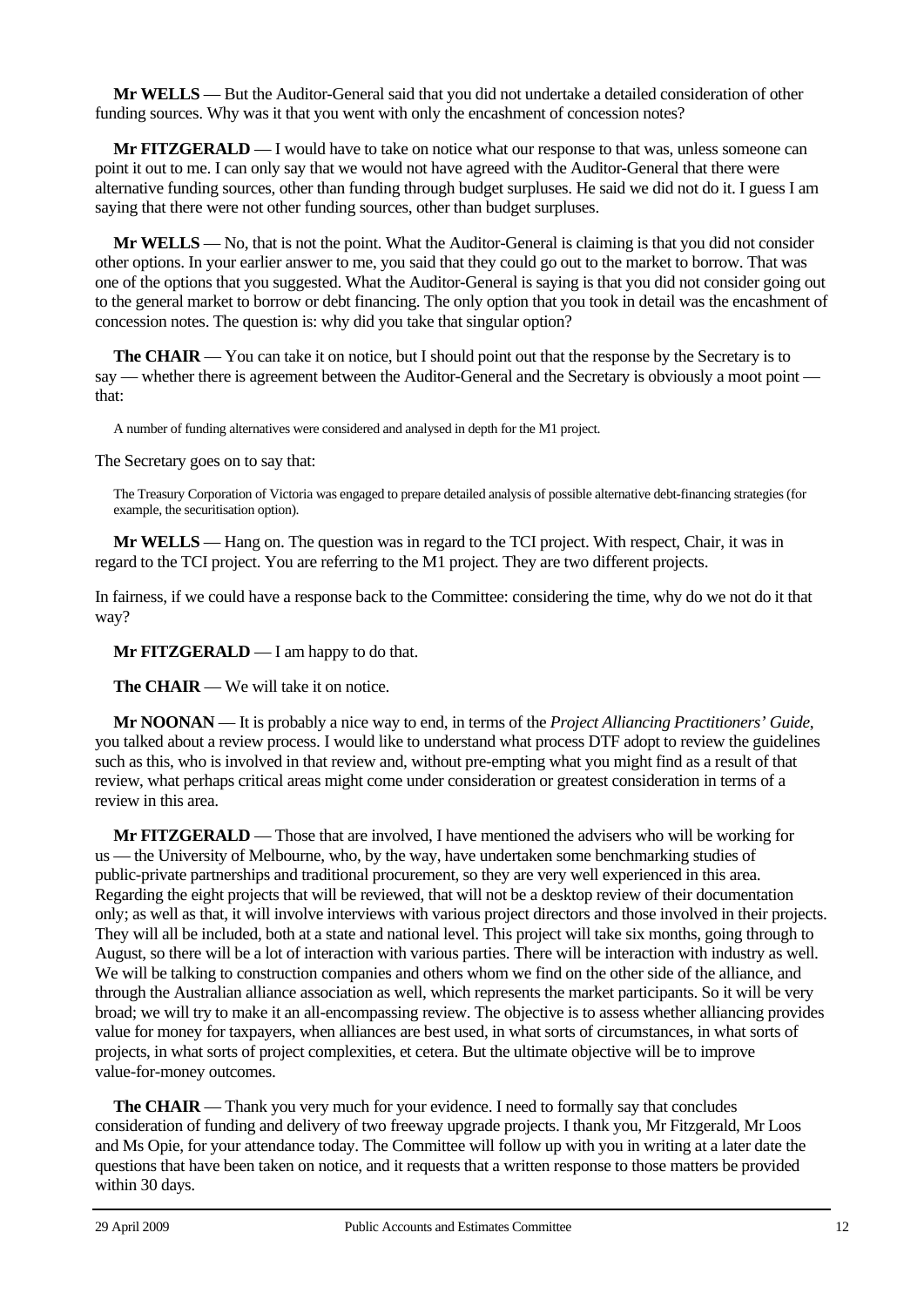**Mr WELLS** — But the Auditor-General said that you did not undertake a detailed consideration of other funding sources. Why was it that you went with only the encashment of concession notes?

**Mr FITZGERALD** — I would have to take on notice what our response to that was, unless someone can point it out to me. I can only say that we would not have agreed with the Auditor-General that there were alternative funding sources, other than funding through budget surpluses. He said we did not do it. I guess I am saying that there were not other funding sources, other than budget surpluses.

**Mr WELLS** — No, that is not the point. What the Auditor-General is claiming is that you did not consider other options. In your earlier answer to me, you said that they could go out to the market to borrow. That was one of the options that you suggested. What the Auditor-General is saying is that you did not consider going out to the general market to borrow or debt financing. The only option that you took in detail was the encashment of concession notes. The question is: why did you take that singular option?

**The CHAIR** — You can take it on notice, but I should point out that the response by the Secretary is to say — whether there is agreement between the Auditor-General and the Secretary is obviously a moot point — that:

> A number of funding alternatives were considered and analysed in depth for the M1 project.

The Secretary goes on to say that:

> The Treasury Corporation of Victoria was engaged to prepare detailed analysis of possible alternative debt-financing strategies (for example, the securitisation option).

**Mr WELLS** — Hang on. The question was in regard to the TCI project. With respect, Chair, it was in regard to the TCI project. You are referring to the M1 project. They are two different projects.

In fairness, if we could have a response back to the Committee: considering the time, why do we not do it that way?

**Mr FITZGERALD** — I am happy to do that.

**The CHAIR** — We will take it on notice.

**Mr NOONAN** — It is probably a nice way to end, in terms of the *Project Alliancing Practitioners' Guide*, you talked about a review process. I would like to understand what process DTF adopt to review the guidelines such as this, who is involved in that review and, without pre-empting what you might find as a result of that review, what perhaps critical areas might come under consideration or greatest consideration in terms of a review in this area.

**Mr FITZGERALD** — Those that are involved, I have mentioned the advisers who will be working for us — the University of Melbourne, who, by the way, have undertaken some benchmarking studies of public-private partnerships and traditional procurement, so they are very well experienced in this area. Regarding the eight projects that will be reviewed, that will not be a desktop review of their documentation only; as well as that, it will involve interviews with various project directors and those involved in their projects. They will all be included, both at a state and national level. This project will take six months, going through to August, so there will be a lot of interaction with various parties. There will be interaction with industry as well. We will be talking to construction companies and others whom we find on the other side of the alliance, and through the Australian alliance association as well, which represents the market participants. So it will be very broad; we will try to make it an all-encompassing review. The objective is to assess whether alliancing provides value for money for taxpayers, when alliances are best used, in what sorts of circumstances, in what sorts of projects, in what sorts of project complexities, et cetera. But the ultimate objective will be to improve value-for-money outcomes.

**The CHAIR** — Thank you very much for your evidence. I need to formally say that concludes consideration of funding and delivery of two freeway upgrade projects. I thank you, Mr Fitzgerald, Mr Loos and Ms Opie, for your attendance today. The Committee will follow up with you in writing at a later date the questions that have been taken on notice, and it requests that a written response to those matters be provided within 30 days.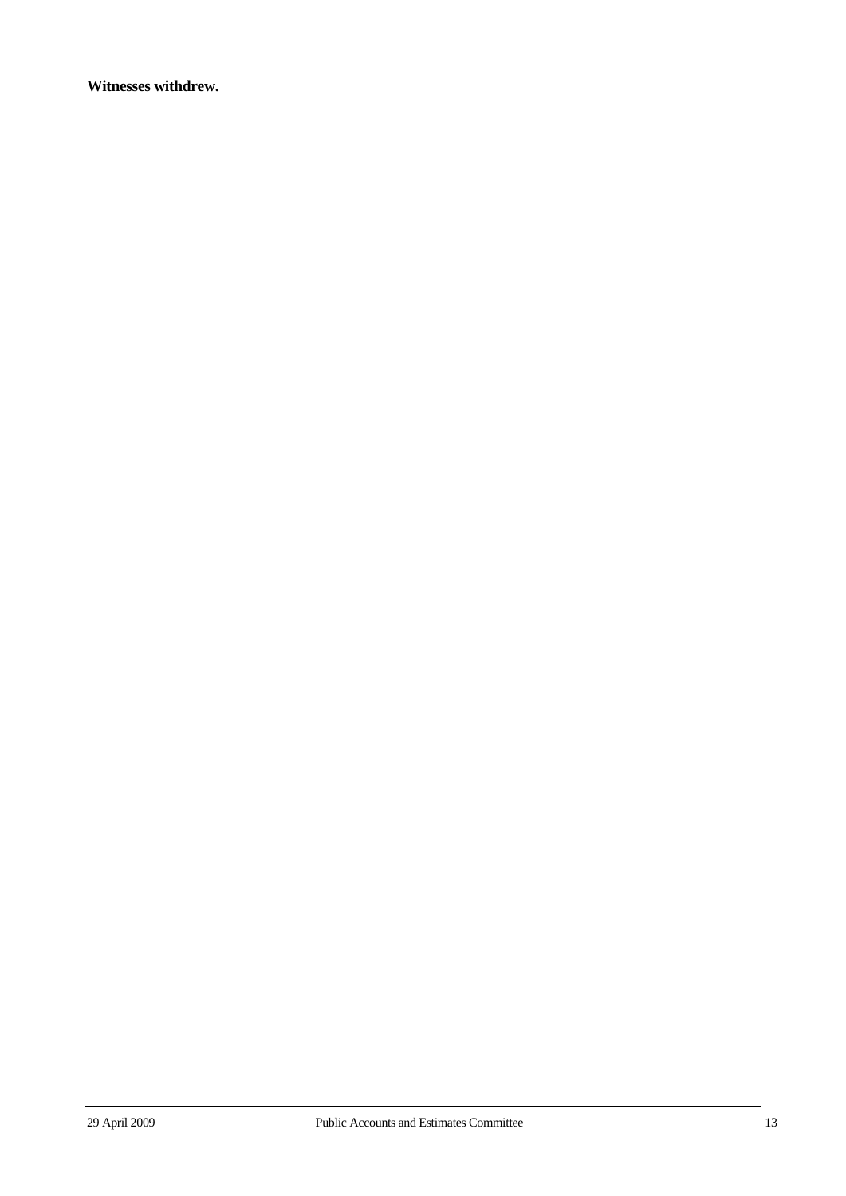**Witnesses withdrew.**